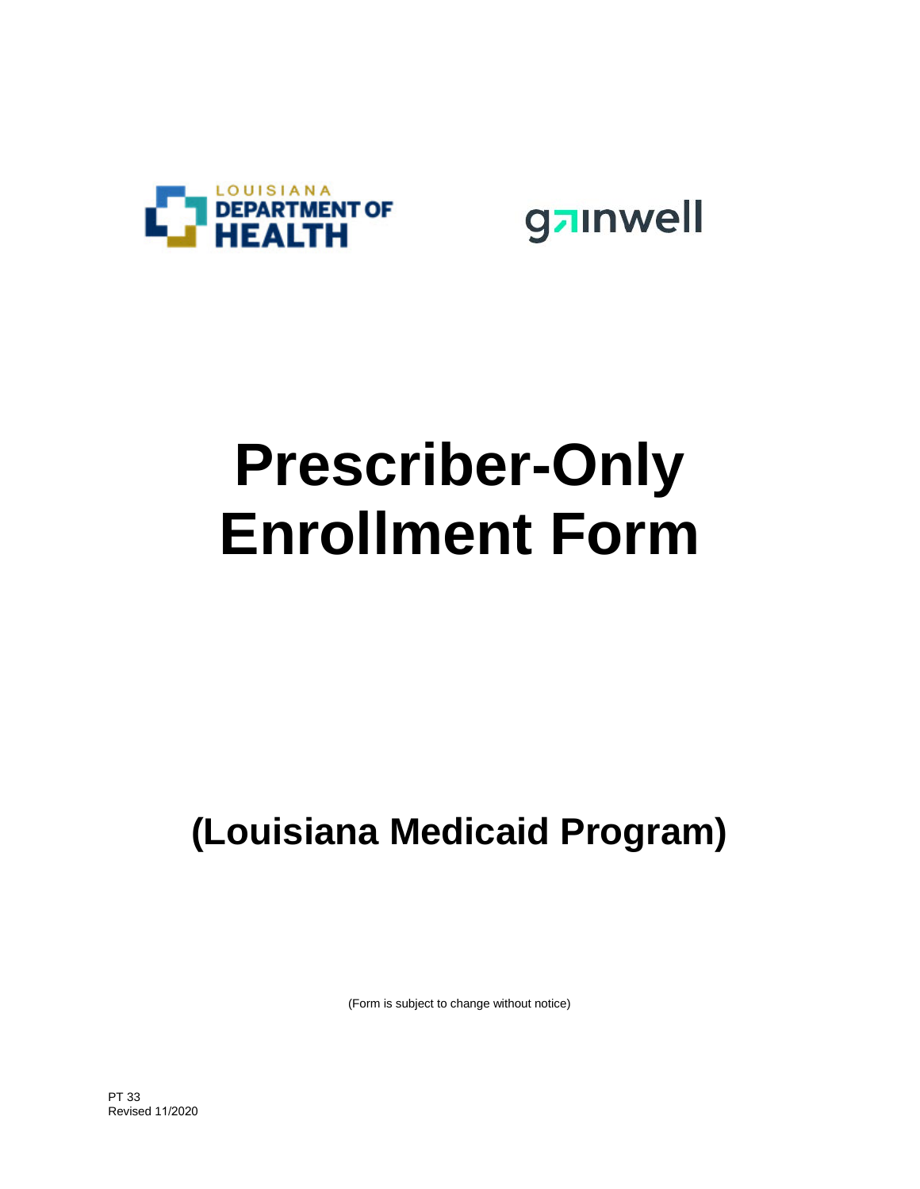LOUISIANA DEPARTMENT OF HEALTH

gainwell

# Prescriber-Only Enrollment Form

## (Louisiana Medicaid Program)

(Form is subject to change without notice)

PT 33
Revised 11/2020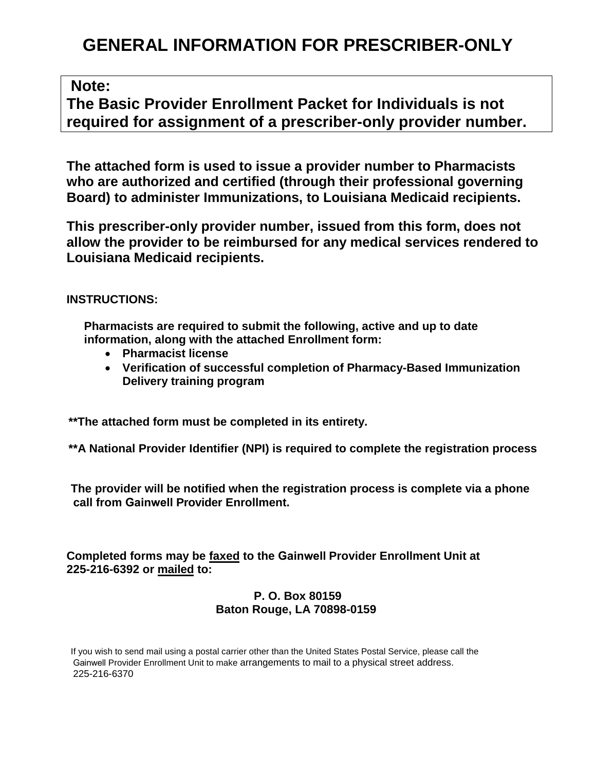# GENERAL INFORMATION FOR PRESCRIBER-ONLY

> **Note:**
> **The Basic Provider Enrollment Packet for Individuals is not required for assignment of a prescriber-only provider number.**

**The attached form is used to issue a provider number to Pharmacists who are authorized and certified (through their professional governing Board) to administer Immunizations, to Louisiana Medicaid recipients.**

**This prescriber-only provider number, issued from this form, does not allow the provider to be reimbursed for any medical services rendered to Louisiana Medicaid recipients.**

**INSTRUCTIONS:**

**Pharmacists are required to submit the following, active and up to date information, along with the attached Enrollment form:**

- **Pharmacist license**
- **Verification of successful completion of Pharmacy-Based Immunization Delivery training program**

**\*\*The attached form must be completed in its entirety.**

**\*\*A National Provider Identifier (NPI) is required to complete the registration process**

**The provider will be notified when the registration process is complete via a phone call from Gainwell Provider Enrollment.**

**Completed forms may be <u>faxed</u> to the Gainwell Provider Enrollment Unit at 225-216-6392 or <u>mailed</u> to:**

**P. O. Box 80159**
**Baton Rouge, LA 70898-0159**

If you wish to send mail using a postal carrier other than the United States Postal Service, please call the Gainwell Provider Enrollment Unit to make arrangements to mail to a physical street address. 225-216-6370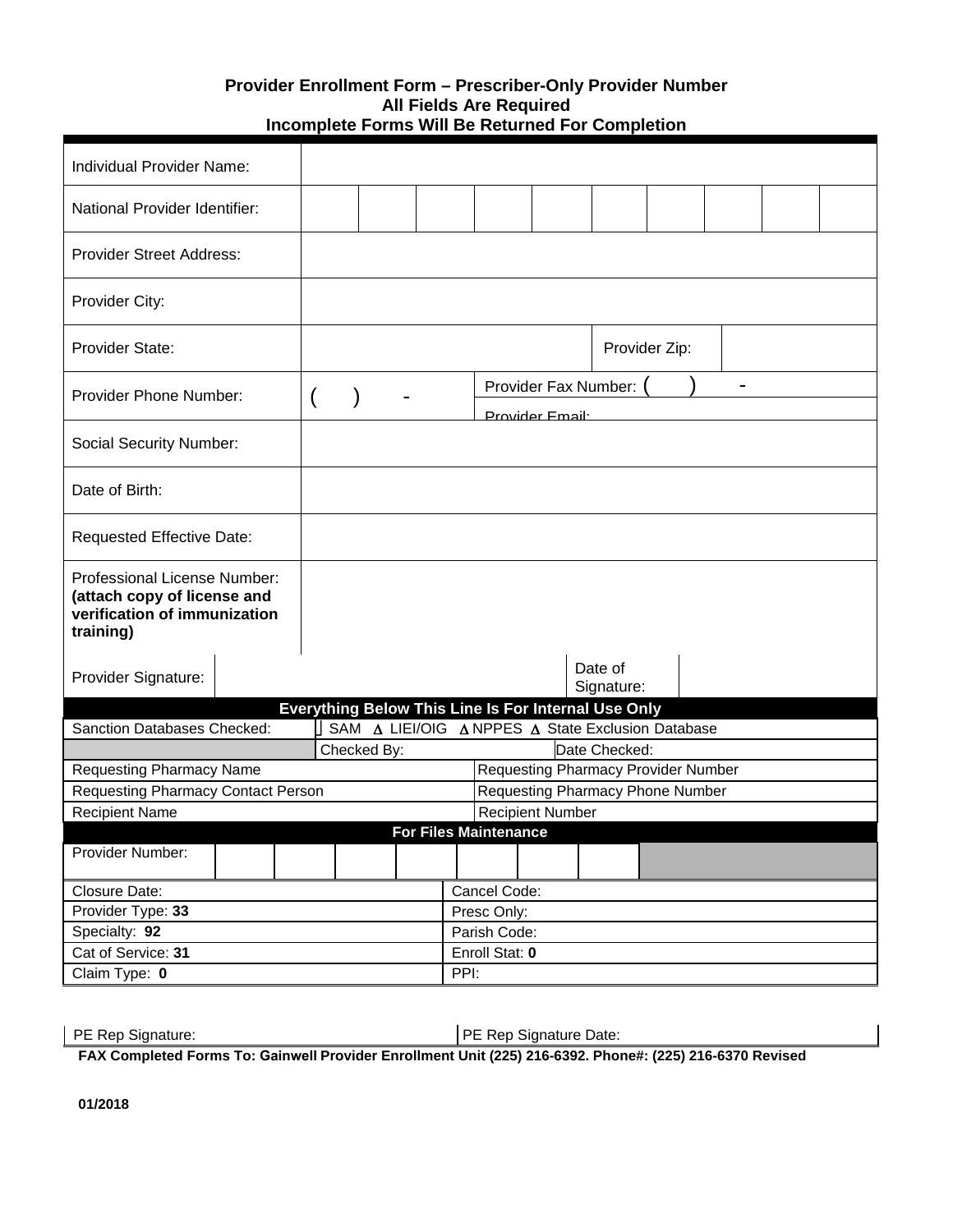**Provider Enrollment Form – Prescriber-Only Provider Number**
**All Fields Are Required**
**Incomplete Forms Will Be Returned For Completion**

| | | | | | | | | | | |
|---|---|---|---|---|---|---|---|---|---|---|
| Individual Provider Name: | | | | | | | | | | |
| National Provider Identifier: | | | | | | | | | | |
| Provider Street Address: | | | | | | | | | | |
| Provider City: | | | | | | | | | | |
| Provider State: | | | | | | Provider Zip: | | | | |
| Provider Phone Number: | ( ) - | | | Provider Fax Number: ( ) - | | | | | | |
| | | | | Provider Email: | | | | | | |
| Social Security Number: | | | | | | | | | | |
| Date of Birth: | | | | | | | | | | |
| Requested Effective Date: | | | | | | | | | | |
| Professional License Number: **(attach copy of license and verification of immunization training)** | | | | | | | | | | |
| Provider Signature: | | | | | | Date of Signature: | | | | |

**Everything Below This Line Is For Internal Use Only**

| | | |
|---|---|---|
| Sanction Databases Checked: | ⌋ SAM Δ LIEI/OIG Δ NPPES Δ State Exclusion Database | |
| | Checked By: | Date Checked: |
| Requesting Pharmacy Name | | Requesting Pharmacy Provider Number |
| Requesting Pharmacy Contact Person | | Requesting Pharmacy Phone Number |
| Recipient Name | | Recipient Number |

**For Files Maintenance**

| | | | | | | | | |
|---|---|---|---|---|---|---|---|---|
| Provider Number: | | | | | | | | |

| | |
|---|---|
| Closure Date: | Cancel Code: |
| Provider Type: **33** | Presc Only: |
| Specialty: **92** | Parish Code: |
| Cat of Service: **31** | Enroll Stat: **0** |
| Claim Type: **0** | PPI: |

| | |
|---|---|
| PE Rep Signature: | PE Rep Signature Date: |

**FAX Completed Forms To: Gainwell Provider Enrollment Unit (225) 216-6392. Phone#: (225) 216-6370 Revised**

**01/2018**